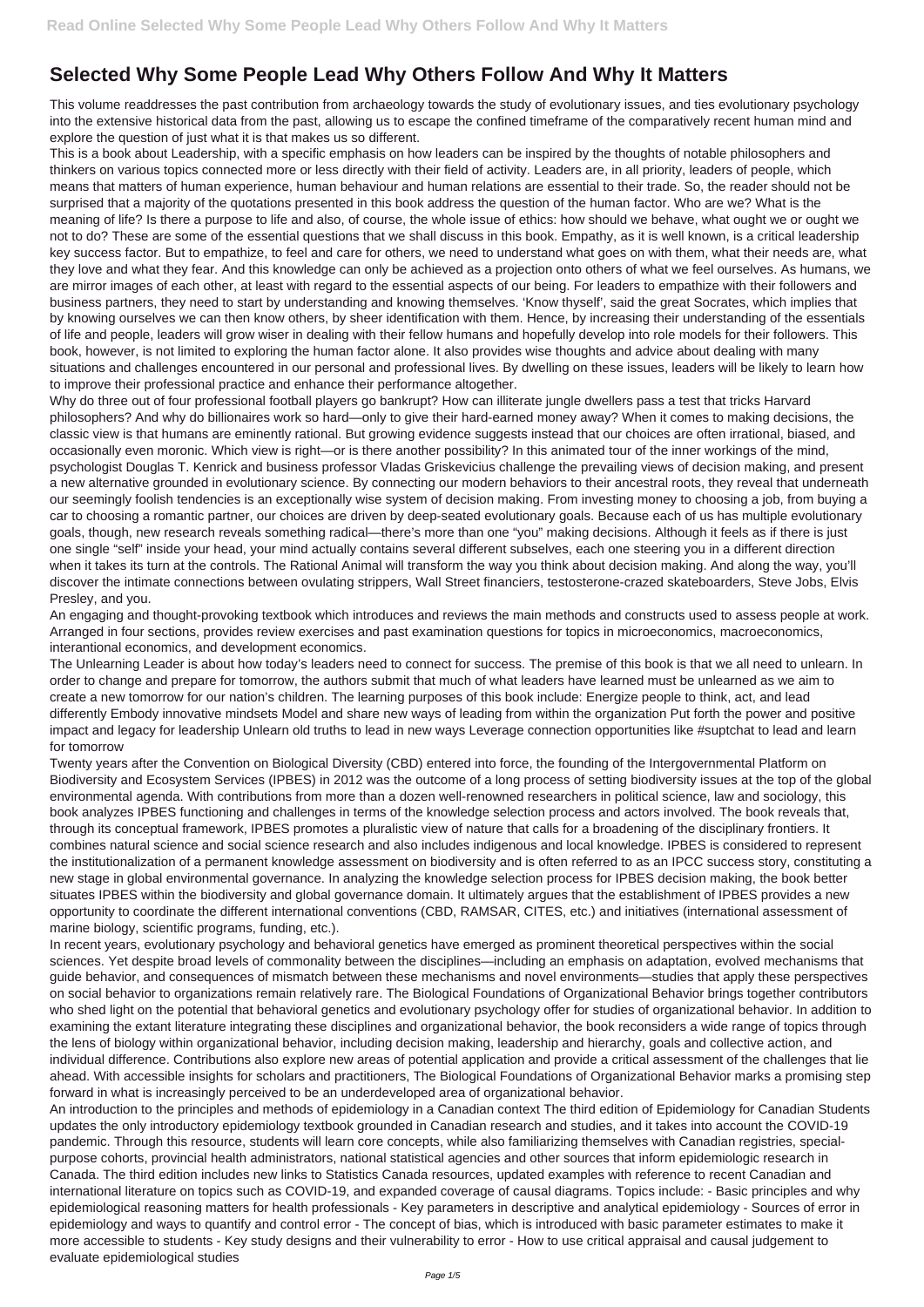# Selected Why Some People Lead Why Others Follow And Why It Matters

This volume readdresses the past contribution from archaeology towards the study of evolutionary issues, and ties evolutionary psychology into the extensive historical data from the past, allowing us to escape the confined timeframe of the comparatively recent human mind and explore the question of just what it is that makes us so different.

This is a book about Leadership, with a specific emphasis on how leaders can be inspired by the thoughts of notable philosophers and thinkers on various topics connected more or less directly with their field of activity. Leaders are, in all priority, leaders of people, which means that matters of human experience, human behaviour and human relations are essential to their trade. So, the reader should not be surprised that a majority of the quotations presented in this book address the question of the human factor. Who are we? What is the meaning of life? Is there a purpose to life and also, of course, the whole issue of ethics: how should we behave, what ought we or ought we not to do? These are some of the essential questions that we shall discuss in this book. Empathy, as it is well known, is a critical leadership key success factor. But to empathize, to feel and care for others, we need to understand what goes on with them, what their needs are, what they love and what they fear. And this knowledge can only be achieved as a projection onto others of what we feel ourselves. As humans, we are mirror images of each other, at least with regard to the essential aspects of our being. For leaders to empathize with their followers and business partners, they need to start by understanding and knowing themselves. 'Know thyself', said the great Socrates, which implies that by knowing ourselves we can then know others, by sheer identification with them. Hence, by increasing their understanding of the essentials of life and people, leaders will grow wiser in dealing with their fellow humans and hopefully develop into role models for their followers. This book, however, is not limited to exploring the human factor alone. It also provides wise thoughts and advice about dealing with many situations and challenges encountered in our personal and professional lives. By dwelling on these issues, leaders will be likely to learn how to improve their professional practice and enhance their performance altogether.

Why do three out of four professional football players go bankrupt? How can illiterate jungle dwellers pass a test that tricks Harvard philosophers? And why do billionaires work so hard—only to give their hard-earned money away? When it comes to making decisions, the classic view is that humans are eminently rational. But growing evidence suggests instead that our choices are often irrational, biased, and occasionally even moronic. Which view is right—or is there another possibility? In this animated tour of the inner workings of the mind, psychologist Douglas T. Kenrick and business professor Vladas Griskevicius challenge the prevailing views of decision making, and present a new alternative grounded in evolutionary science. By connecting our modern behaviors to their ancestral roots, they reveal that underneath our seemingly foolish tendencies is an exceptionally wise system of decision making. From investing money to choosing a job, from buying a car to choosing a romantic partner, our choices are driven by deep-seated evolutionary goals. Because each of us has multiple evolutionary goals, though, new research reveals something radical—there's more than one "you" making decisions. Although it feels as if there is just one single "self" inside your head, your mind actually contains several different subselves, each one steering you in a different direction when it takes its turn at the controls. The Rational Animal will transform the way you think about decision making. And along the way, you'll discover the intimate connections between ovulating strippers, Wall Street financiers, testosterone-crazed skateboarders, Steve Jobs, Elvis Presley, and you.

An engaging and thought-provoking textbook which introduces and reviews the main methods and constructs used to assess people at work. Arranged in four sections, provides review exercises and past examination questions for topics in microeconomics, macroeconomics, interantional economics, and development economics.

The Unlearning Leader is about how today's leaders need to connect for success. The premise of this book is that we all need to unlearn. In order to change and prepare for tomorrow, the authors submit that much of what leaders have learned must be unlearned as we aim to create a new tomorrow for our nation's children. The learning purposes of this book include: Energize people to think, act, and lead differently Embody innovative mindsets Model and share new ways of leading from within the organization Put forth the power and positive impact and legacy for leadership Unlearn old truths to lead in new ways Leverage connection opportunities like #suptchat to lead and learn for tomorrow

Twenty years after the Convention on Biological Diversity (CBD) entered into force, the founding of the Intergovernmental Platform on Biodiversity and Ecosystem Services (IPBES) in 2012 was the outcome of a long process of setting biodiversity issues at the top of the global environmental agenda. With contributions from more than a dozen well-renowned researchers in political science, law and sociology, this book analyzes IPBES functioning and challenges in terms of the knowledge selection process and actors involved. The book reveals that, through its conceptual framework, IPBES promotes a pluralistic view of nature that calls for a broadening of the disciplinary frontiers. It combines natural science and social science research and also includes indigenous and local knowledge. IPBES is considered to represent the institutionalization of a permanent knowledge assessment on biodiversity and is often referred to as an IPCC success story, constituting a new stage in global environmental governance. In analyzing the knowledge selection process for IPBES decision making, the book better situates IPBES within the biodiversity and global governance domain. It ultimately argues that the establishment of IPBES provides a new opportunity to coordinate the different international conventions (CBD, RAMSAR, CITES, etc.) and initiatives (international assessment of marine biology, scientific programs, funding, etc.).

In recent years, evolutionary psychology and behavioral genetics have emerged as prominent theoretical perspectives within the social sciences. Yet despite broad levels of commonality between the disciplines—including an emphasis on adaptation, evolved mechanisms that guide behavior, and consequences of mismatch between these mechanisms and novel environments—studies that apply these perspectives on social behavior to organizations remain relatively rare. The Biological Foundations of Organizational Behavior brings together contributors who shed light on the potential that behavioral genetics and evolutionary psychology offer for studies of organizational behavior. In addition to examining the extant literature integrating these disciplines and organizational behavior, the book reconsiders a wide range of topics through the lens of biology within organizational behavior, including decision making, leadership and hierarchy, goals and collective action, and individual difference. Contributions also explore new areas of potential application and provide a critical assessment of the challenges that lie ahead. With accessible insights for scholars and practitioners, The Biological Foundations of Organizational Behavior marks a promising step forward in what is increasingly perceived to be an underdeveloped area of organizational behavior.

An introduction to the principles and methods of epidemiology in a Canadian context The third edition of Epidemiology for Canadian Students updates the only introductory epidemiology textbook grounded in Canadian research and studies, and it takes into account the COVID-19 pandemic. Through this resource, students will learn core concepts, while also familiarizing themselves with Canadian registries, special-purpose cohorts, provincial health administrators, national statistical agencies and other sources that inform epidemiologic research in Canada. The third edition includes new links to Statistics Canada resources, updated examples with reference to recent Canadian and international literature on topics such as COVID-19, and expanded coverage of causal diagrams. Topics include: - Basic principles and why epidemiological reasoning matters for health professionals - Key parameters in descriptive and analytical epidemiology - Sources of error in epidemiology and ways to quantify and control error - The concept of bias, which is introduced with basic parameter estimates to make it more accessible to students - Key study designs and their vulnerability to error - How to use critical appraisal and causal judgement to evaluate epidemiological studies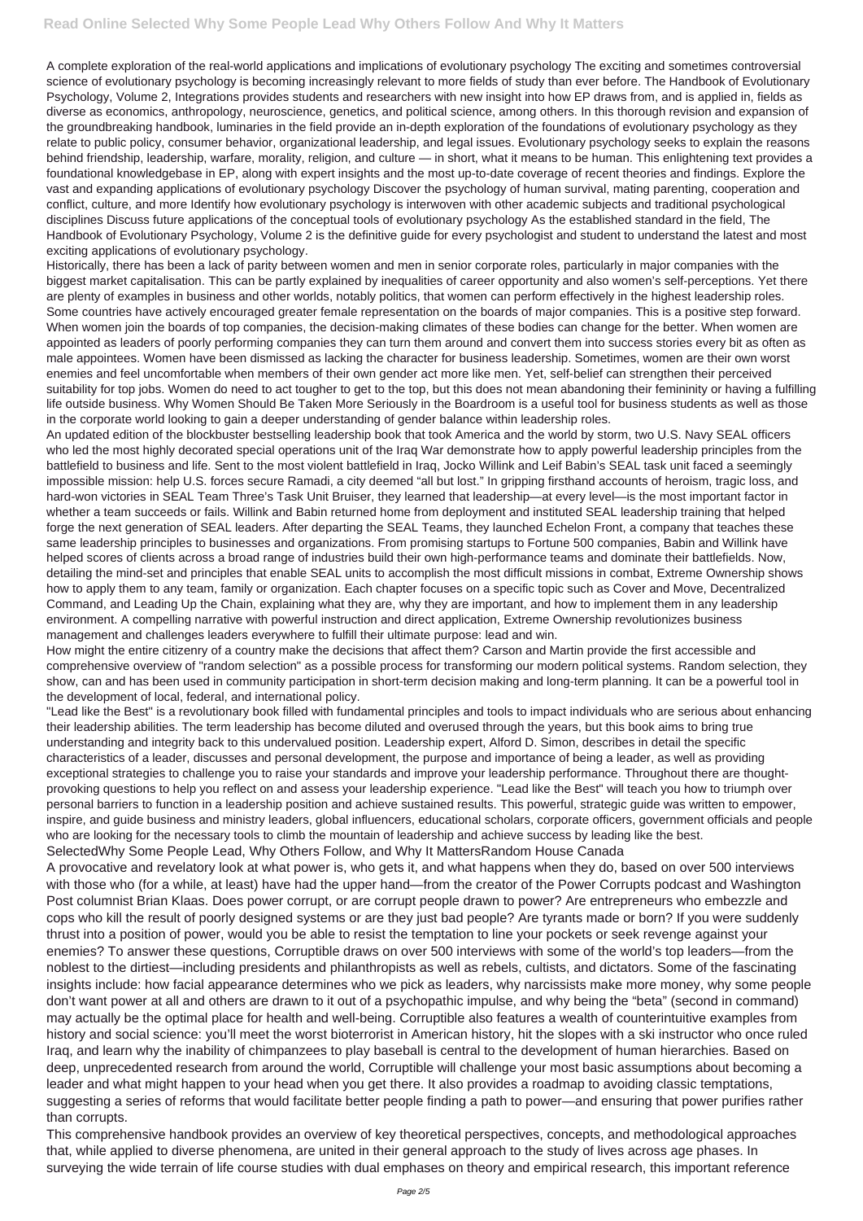A complete exploration of the real-world applications and implications of evolutionary psychology The exciting and sometimes controversial science of evolutionary psychology is becoming increasingly relevant to more fields of study than ever before. The Handbook of Evolutionary Psychology, Volume 2, Integrations provides students and researchers with new insight into how EP draws from, and is applied in, fields as diverse as economics, anthropology, neuroscience, genetics, and political science, among others. In this thorough revision and expansion of the groundbreaking handbook, luminaries in the field provide an in-depth exploration of the foundations of evolutionary psychology as they relate to public policy, consumer behavior, organizational leadership, and legal issues. Evolutionary psychology seeks to explain the reasons behind friendship, leadership, warfare, morality, religion, and culture — in short, what it means to be human. This enlightening text provides a foundational knowledgebase in EP, along with expert insights and the most up-to-date coverage of recent theories and findings. Explore the vast and expanding applications of evolutionary psychology Discover the psychology of human survival, mating parenting, cooperation and conflict, culture, and more Identify how evolutionary psychology is interwoven with other academic subjects and traditional psychological disciplines Discuss future applications of the conceptual tools of evolutionary psychology As the established standard in the field, The Handbook of Evolutionary Psychology, Volume 2 is the definitive guide for every psychologist and student to understand the latest and most exciting applications of evolutionary psychology.

Historically, there has been a lack of parity between women and men in senior corporate roles, particularly in major companies with the biggest market capitalisation. This can be partly explained by inequalities of career opportunity and also women's self-perceptions. Yet there are plenty of examples in business and other worlds, notably politics, that women can perform effectively in the highest leadership roles. Some countries have actively encouraged greater female representation on the boards of major companies. This is a positive step forward. When women join the boards of top companies, the decision-making climates of these bodies can change for the better. When women are appointed as leaders of poorly performing companies they can turn them around and convert them into success stories every bit as often as male appointees. Women have been dismissed as lacking the character for business leadership. Sometimes, women are their own worst enemies and feel uncomfortable when members of their own gender act more like men. Yet, self-belief can strengthen their perceived suitability for top jobs. Women do need to act tougher to get to the top, but this does not mean abandoning their femininity or having a fulfilling life outside business. Why Women Should Be Taken More Seriously in the Boardroom is a useful tool for business students as well as those in the corporate world looking to gain a deeper understanding of gender balance within leadership roles.

An updated edition of the blockbuster bestselling leadership book that took America and the world by storm, two U.S. Navy SEAL officers who led the most highly decorated special operations unit of the Iraq War demonstrate how to apply powerful leadership principles from the battlefield to business and life. Sent to the most violent battlefield in Iraq, Jocko Willink and Leif Babin's SEAL task unit faced a seemingly impossible mission: help U.S. forces secure Ramadi, a city deemed "all but lost." In gripping firsthand accounts of heroism, tragic loss, and hard-won victories in SEAL Team Three's Task Unit Bruiser, they learned that leadership—at every level—is the most important factor in whether a team succeeds or fails. Willink and Babin returned home from deployment and instituted SEAL leadership training that helped forge the next generation of SEAL leaders. After departing the SEAL Teams, they launched Echelon Front, a company that teaches these same leadership principles to businesses and organizations. From promising startups to Fortune 500 companies, Babin and Willink have helped scores of clients across a broad range of industries build their own high-performance teams and dominate their battlefields. Now, detailing the mind-set and principles that enable SEAL units to accomplish the most difficult missions in combat, Extreme Ownership shows how to apply them to any team, family or organization. Each chapter focuses on a specific topic such as Cover and Move, Decentralized Command, and Leading Up the Chain, explaining what they are, why they are important, and how to implement them in any leadership environment. A compelling narrative with powerful instruction and direct application, Extreme Ownership revolutionizes business management and challenges leaders everywhere to fulfill their ultimate purpose: lead and win.

How might the entire citizenry of a country make the decisions that affect them? Carson and Martin provide the first accessible and comprehensive overview of "random selection" as a possible process for transforming our modern political systems. Random selection, they show, can and has been used in community participation in short-term decision making and long-term planning. It can be a powerful tool in the development of local, federal, and international policy.

"Lead like the Best" is a revolutionary book filled with fundamental principles and tools to impact individuals who are serious about enhancing their leadership abilities. The term leadership has become diluted and overused through the years, but this book aims to bring true understanding and integrity back to this undervalued position. Leadership expert, Alford D. Simon, describes in detail the specific characteristics of a leader, discusses and personal development, the purpose and importance of being a leader, as well as providing exceptional strategies to challenge you to raise your standards and improve your leadership performance. Throughout there are thought-provoking questions to help you reflect on and assess your leadership experience. "Lead like the Best" will teach you how to triumph over personal barriers to function in a leadership position and achieve sustained results. This powerful, strategic guide was written to empower, inspire, and guide business and ministry leaders, global influencers, educational scholars, corporate officers, government officials and people who are looking for the necessary tools to climb the mountain of leadership and achieve success by leading like the best.

SelectedWhy Some People Lead, Why Others Follow, and Why It MattersRandom House Canada

A provocative and revelatory look at what power is, who gets it, and what happens when they do, based on over 500 interviews with those who (for a while, at least) have had the upper hand—from the creator of the Power Corrupts podcast and Washington Post columnist Brian Klaas. Does power corrupt, or are corrupt people drawn to power? Are entrepreneurs who embezzle and cops who kill the result of poorly designed systems or are they just bad people? Are tyrants made or born? If you were suddenly thrust into a position of power, would you be able to resist the temptation to line your pockets or seek revenge against your enemies? To answer these questions, Corruptible draws on over 500 interviews with some of the world's top leaders—from the noblest to the dirtiest—including presidents and philanthropists as well as rebels, cultists, and dictators. Some of the fascinating insights include: how facial appearance determines who we pick as leaders, why narcissists make more money, why some people don't want power at all and others are drawn to it out of a psychopathic impulse, and why being the "beta" (second in command) may actually be the optimal place for health and well-being. Corruptible also features a wealth of counterintuitive examples from history and social science: you'll meet the worst bioterrorist in American history, hit the slopes with a ski instructor who once ruled Iraq, and learn why the inability of chimpanzees to play baseball is central to the development of human hierarchies. Based on deep, unprecedented research from around the world, Corruptible will challenge your most basic assumptions about becoming a leader and what might happen to your head when you get there. It also provides a roadmap to avoiding classic temptations, suggesting a series of reforms that would facilitate better people finding a path to power—and ensuring that power purifies rather than corrupts.

This comprehensive handbook provides an overview of key theoretical perspectives, concepts, and methodological approaches that, while applied to diverse phenomena, are united in their general approach to the study of lives across age phases. In surveying the wide terrain of life course studies with dual emphases on theory and empirical research, this important reference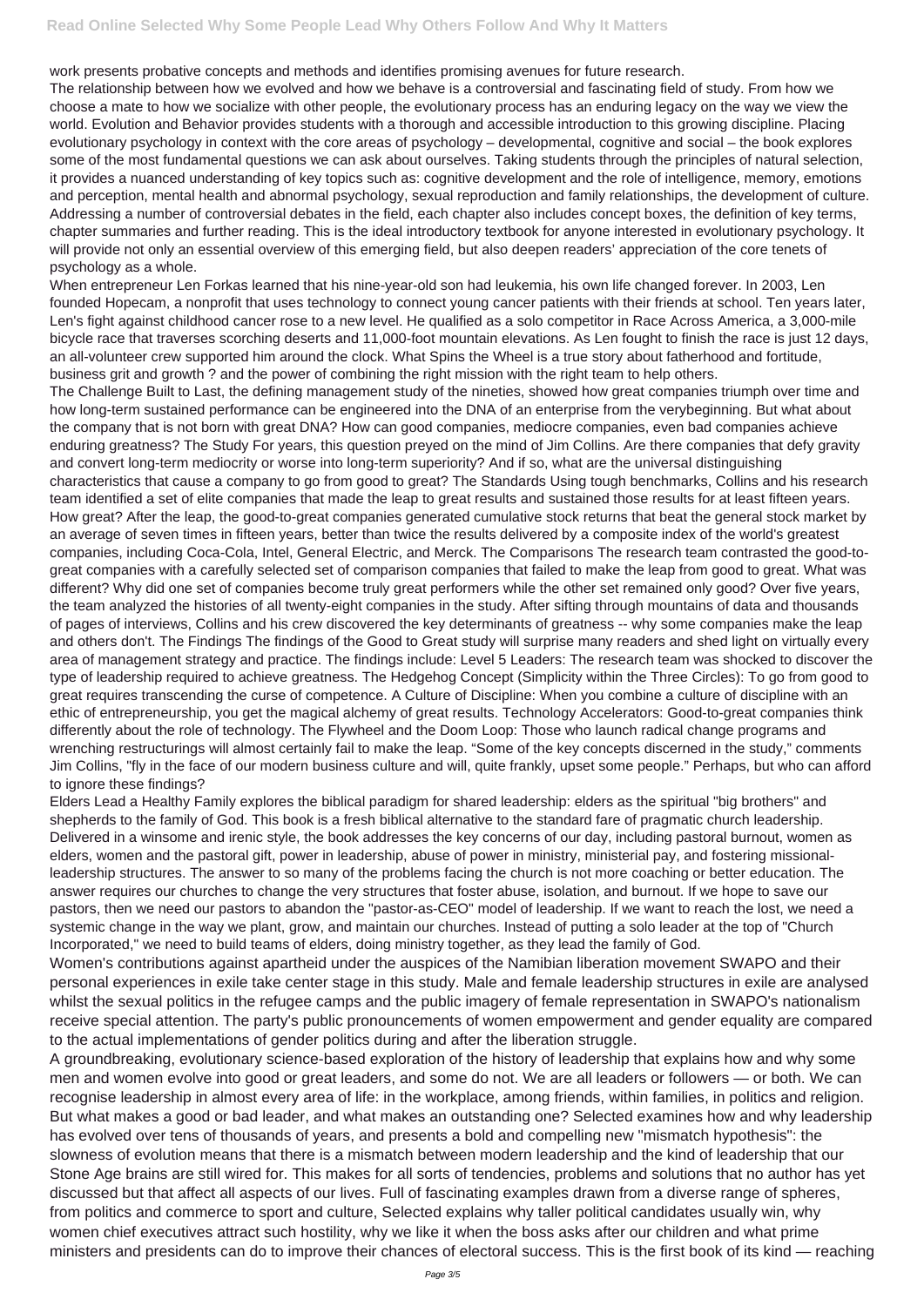work presents probative concepts and methods and identifies promising avenues for future research.

The relationship between how we evolved and how we behave is a controversial and fascinating field of study. From how we choose a mate to how we socialize with other people, the evolutionary process has an enduring legacy on the way we view the world. Evolution and Behavior provides students with a thorough and accessible introduction to this growing discipline. Placing evolutionary psychology in context with the core areas of psychology – developmental, cognitive and social – the book explores some of the most fundamental questions we can ask about ourselves. Taking students through the principles of natural selection, it provides a nuanced understanding of key topics such as: cognitive development and the role of intelligence, memory, emotions and perception, mental health and abnormal psychology, sexual reproduction and family relationships, the development of culture. Addressing a number of controversial debates in the field, each chapter also includes concept boxes, the definition of key terms, chapter summaries and further reading. This is the ideal introductory textbook for anyone interested in evolutionary psychology. It will provide not only an essential overview of this emerging field, but also deepen readers' appreciation of the core tenets of psychology as a whole.

When entrepreneur Len Forkas learned that his nine-year-old son had leukemia, his own life changed forever. In 2003, Len founded Hopecam, a nonprofit that uses technology to connect young cancer patients with their friends at school. Ten years later, Len's fight against childhood cancer rose to a new level. He qualified as a solo competitor in Race Across America, a 3,000-mile bicycle race that traverses scorching deserts and 11,000-foot mountain elevations. As Len fought to finish the race is just 12 days, an all-volunteer crew supported him around the clock. What Spins the Wheel is a true story about fatherhood and fortitude, business grit and growth ? and the power of combining the right mission with the right team to help others.

The Challenge Built to Last, the defining management study of the nineties, showed how great companies triumph over time and how long-term sustained performance can be engineered into the DNA of an enterprise from the verybeginning. But what about the company that is not born with great DNA? How can good companies, mediocre companies, even bad companies achieve enduring greatness? The Study For years, this question preyed on the mind of Jim Collins. Are there companies that defy gravity and convert long-term mediocrity or worse into long-term superiority? And if so, what are the universal distinguishing characteristics that cause a company to go from good to great? The Standards Using tough benchmarks, Collins and his research team identified a set of elite companies that made the leap to great results and sustained those results for at least fifteen years. How great? After the leap, the good-to-great companies generated cumulative stock returns that beat the general stock market by an average of seven times in fifteen years, better than twice the results delivered by a composite index of the world's greatest companies, including Coca-Cola, Intel, General Electric, and Merck. The Comparisons The research team contrasted the good-to-great companies with a carefully selected set of comparison companies that failed to make the leap from good to great. What was different? Why did one set of companies become truly great performers while the other set remained only good? Over five years, the team analyzed the histories of all twenty-eight companies in the study. After sifting through mountains of data and thousands of pages of interviews, Collins and his crew discovered the key determinants of greatness -- why some companies make the leap and others don't. The Findings The findings of the Good to Great study will surprise many readers and shed light on virtually every area of management strategy and practice. The findings include: Level 5 Leaders: The research team was shocked to discover the type of leadership required to achieve greatness. The Hedgehog Concept (Simplicity within the Three Circles): To go from good to great requires transcending the curse of competence. A Culture of Discipline: When you combine a culture of discipline with an ethic of entrepreneurship, you get the magical alchemy of great results. Technology Accelerators: Good-to-great companies think differently about the role of technology. The Flywheel and the Doom Loop: Those who launch radical change programs and wrenching restructurings will almost certainly fail to make the leap. "Some of the key concepts discerned in the study," comments Jim Collins, "fly in the face of our modern business culture and will, quite frankly, upset some people." Perhaps, but who can afford to ignore these findings?

Elders Lead a Healthy Family explores the biblical paradigm for shared leadership: elders as the spiritual "big brothers" and shepherds to the family of God. This book is a fresh biblical alternative to the standard fare of pragmatic church leadership. Delivered in a winsome and irenic style, the book addresses the key concerns of our day, including pastoral burnout, women as elders, women and the pastoral gift, power in leadership, abuse of power in ministry, ministerial pay, and fostering missional-leadership structures. The answer to so many of the problems facing the church is not more coaching or better education. The answer requires our churches to change the very structures that foster abuse, isolation, and burnout. If we hope to save our pastors, then we need our pastors to abandon the "pastor-as-CEO" model of leadership. If we want to reach the lost, we need a systemic change in the way we plant, grow, and maintain our churches. Instead of putting a solo leader at the top of "Church Incorporated," we need to build teams of elders, doing ministry together, as they lead the family of God.

Women's contributions against apartheid under the auspices of the Namibian liberation movement SWAPO and their personal experiences in exile take center stage in this study. Male and female leadership structures in exile are analysed whilst the sexual politics in the refugee camps and the public imagery of female representation in SWAPO's nationalism receive special attention. The party's public pronouncements of women empowerment and gender equality are compared to the actual implementations of gender politics during and after the liberation struggle.

A groundbreaking, evolutionary science-based exploration of the history of leadership that explains how and why some men and women evolve into good or great leaders, and some do not. We are all leaders or followers — or both. We can recognise leadership in almost every area of life: in the workplace, among friends, within families, in politics and religion. But what makes a good or bad leader, and what makes an outstanding one? Selected examines how and why leadership has evolved over tens of thousands of years, and presents a bold and compelling new "mismatch hypothesis": the slowness of evolution means that there is a mismatch between modern leadership and the kind of leadership that our Stone Age brains are still wired for. This makes for all sorts of tendencies, problems and solutions that no author has yet discussed but that affect all aspects of our lives. Full of fascinating examples drawn from a diverse range of spheres, from politics and commerce to sport and culture, Selected explains why taller political candidates usually win, why women chief executives attract such hostility, why we like it when the boss asks after our children and what prime ministers and presidents can do to improve their chances of electoral success. This is the first book of its kind — reaching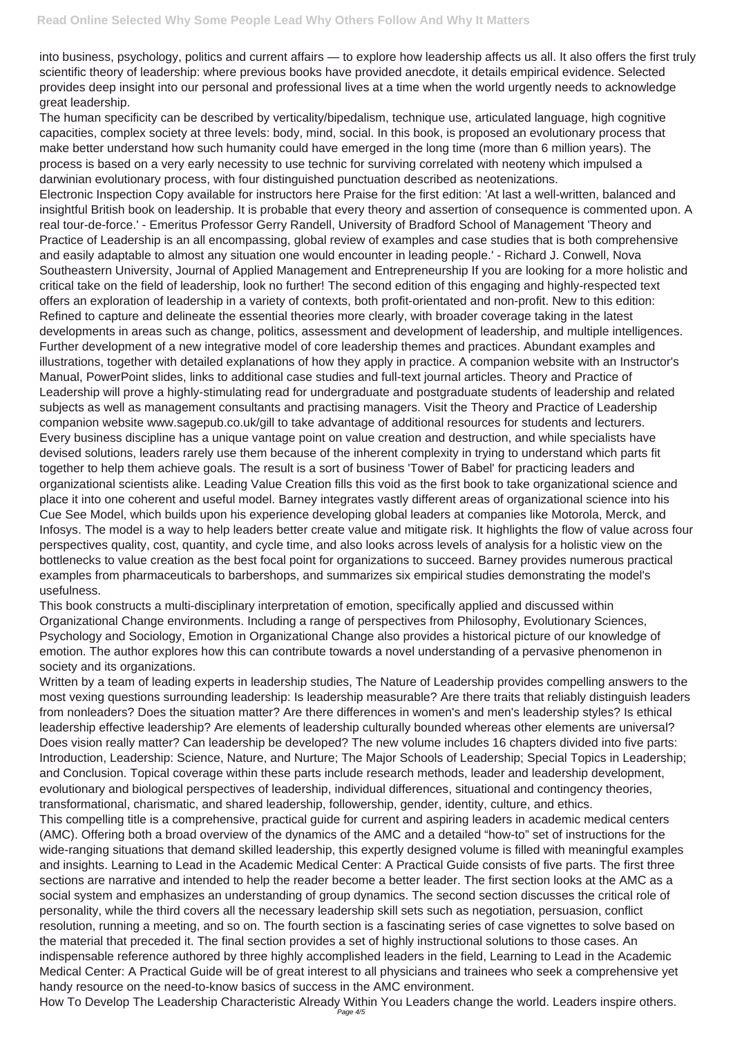into business, psychology, politics and current affairs — to explore how leadership affects us all. It also offers the first truly scientific theory of leadership: where previous books have provided anecdote, it details empirical evidence. Selected provides deep insight into our personal and professional lives at a time when the world urgently needs to acknowledge great leadership.

The human specificity can be described by verticality/bipedalism, technique use, articulated language, high cognitive capacities, complex society at three levels: body, mind, social. In this book, is proposed an evolutionary process that make better understand how such humanity could have emerged in the long time (more than 6 million years). The process is based on a very early necessity to use technic for surviving correlated with neoteny which impulsed a darwinian evolutionary process, with four distinguished punctuation described as neotenizations.

Electronic Inspection Copy available for instructors here Praise for the first edition: 'At last a well-written, balanced and insightful British book on leadership. It is probable that every theory and assertion of consequence is commented upon. A real tour-de-force.' - Emeritus Professor Gerry Randell, University of Bradford School of Management 'Theory and Practice of Leadership is an all encompassing, global review of examples and case studies that is both comprehensive and easily adaptable to almost any situation one would encounter in leading people.' - Richard J. Conwell, Nova Southeastern University, Journal of Applied Management and Entrepreneurship If you are looking for a more holistic and critical take on the field of leadership, look no further! The second edition of this engaging and highly-respected text offers an exploration of leadership in a variety of contexts, both profit-orientated and non-profit. New to this edition: Refined to capture and delineate the essential theories more clearly, with broader coverage taking in the latest developments in areas such as change, politics, assessment and development of leadership, and multiple intelligences. Further development of a new integrative model of core leadership themes and practices. Abundant examples and illustrations, together with detailed explanations of how they apply in practice. A companion website with an Instructor's Manual, PowerPoint slides, links to additional case studies and full-text journal articles. Theory and Practice of Leadership will prove a highly-stimulating read for undergraduate and postgraduate students of leadership and related subjects as well as management consultants and practising managers. Visit the Theory and Practice of Leadership companion website www.sagepub.co.uk/gill to take advantage of additional resources for students and lecturers.

Every business discipline has a unique vantage point on value creation and destruction, and while specialists have devised solutions, leaders rarely use them because of the inherent complexity in trying to understand which parts fit together to help them achieve goals. The result is a sort of business 'Tower of Babel' for practicing leaders and organizational scientists alike. Leading Value Creation fills this void as the first book to take organizational science and place it into one coherent and useful model. Barney integrates vastly different areas of organizational science into his Cue See Model, which builds upon his experience developing global leaders at companies like Motorola, Merck, and Infosys. The model is a way to help leaders better create value and mitigate risk. It highlights the flow of value across four perspectives quality, cost, quantity, and cycle time, and also looks across levels of analysis for a holistic view on the bottlenecks to value creation as the best focal point for organizations to succeed. Barney provides numerous practical examples from pharmaceuticals to barbershops, and summarizes six empirical studies demonstrating the model's usefulness.

This book constructs a multi-disciplinary interpretation of emotion, specifically applied and discussed within Organizational Change environments. Including a range of perspectives from Philosophy, Evolutionary Sciences, Psychology and Sociology, Emotion in Organizational Change also provides a historical picture of our knowledge of emotion. The author explores how this can contribute towards a novel understanding of a pervasive phenomenon in society and its organizations.

Written by a team of leading experts in leadership studies, The Nature of Leadership provides compelling answers to the most vexing questions surrounding leadership: Is leadership measurable? Are there traits that reliably distinguish leaders from nonleaders? Does the situation matter? Are there differences in women's and men's leadership styles? Is ethical leadership effective leadership? Are elements of leadership culturally bounded whereas other elements are universal? Does vision really matter? Can leadership be developed? The new volume includes 16 chapters divided into five parts: Introduction, Leadership: Science, Nature, and Nurture; The Major Schools of Leadership; Special Topics in Leadership; and Conclusion. Topical coverage within these parts include research methods, leader and leadership development, evolutionary and biological perspectives of leadership, individual differences, situational and contingency theories, transformational, charismatic, and shared leadership, followership, gender, identity, culture, and ethics.

This compelling title is a comprehensive, practical guide for current and aspiring leaders in academic medical centers (AMC). Offering both a broad overview of the dynamics of the AMC and a detailed "how-to" set of instructions for the wide-ranging situations that demand skilled leadership, this expertly designed volume is filled with meaningful examples and insights. Learning to Lead in the Academic Medical Center: A Practical Guide consists of five parts. The first three sections are narrative and intended to help the reader become a better leader. The first section looks at the AMC as a social system and emphasizes an understanding of group dynamics. The second section discusses the critical role of personality, while the third covers all the necessary leadership skill sets such as negotiation, persuasion, conflict resolution, running a meeting, and so on. The fourth section is a fascinating series of case vignettes to solve based on the material that preceded it. The final section provides a set of highly instructional solutions to those cases. An indispensable reference authored by three highly accomplished leaders in the field, Learning to Lead in the Academic Medical Center: A Practical Guide will be of great interest to all physicians and trainees who seek a comprehensive yet handy resource on the need-to-know basics of success in the AMC environment.

How To Develop The Leadership Characteristic Already Within You Leaders change the world. Leaders inspire others.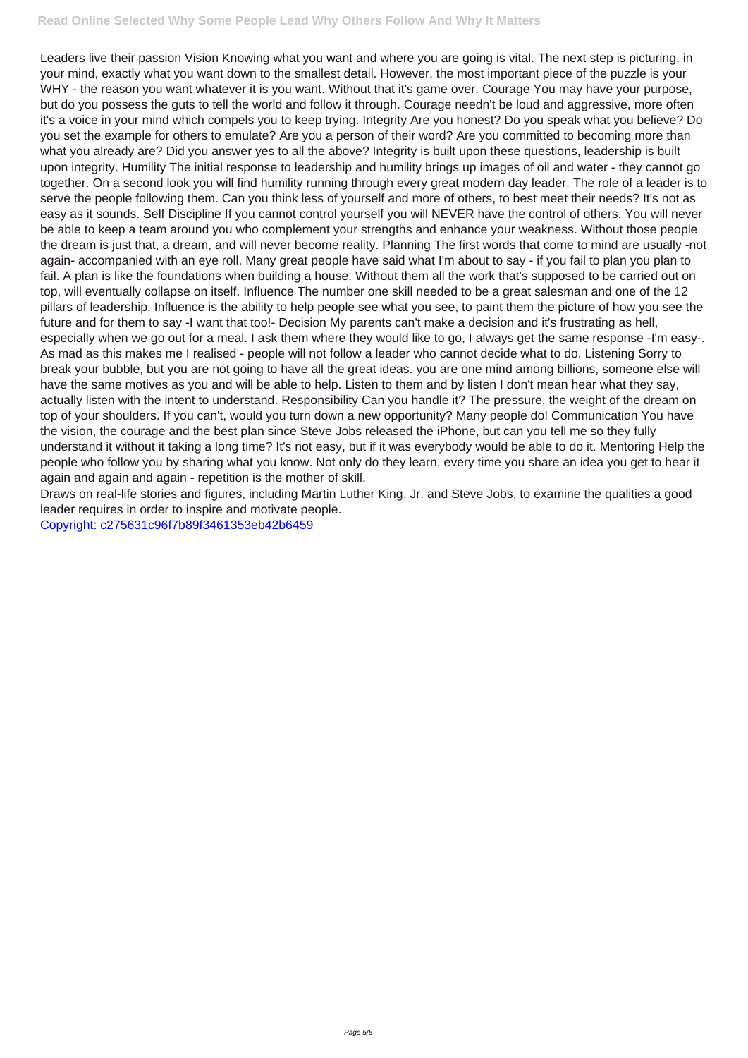Leaders live their passion Vision Knowing what you want and where you are going is vital. The next step is picturing, in your mind, exactly what you want down to the smallest detail. However, the most important piece of the puzzle is your WHY - the reason you want whatever it is you want. Without that it's game over. Courage You may have your purpose, but do you possess the guts to tell the world and follow it through. Courage needn't be loud and aggressive, more often it's a voice in your mind which compels you to keep trying. Integrity Are you honest? Do you speak what you believe? Do you set the example for others to emulate? Are you a person of their word? Are you committed to becoming more than what you already are? Did you answer yes to all the above? Integrity is built upon these questions, leadership is built upon integrity. Humility The initial response to leadership and humility brings up images of oil and water - they cannot go together. On a second look you will find humility running through every great modern day leader. The role of a leader is to serve the people following them. Can you think less of yourself and more of others, to best meet their needs? It's not as easy as it sounds. Self Discipline If you cannot control yourself you will NEVER have the control of others. You will never be able to keep a team around you who complement your strengths and enhance your weakness. Without those people the dream is just that, a dream, and will never become reality. Planning The first words that come to mind are usually -not again- accompanied with an eye roll. Many great people have said what I'm about to say - if you fail to plan you plan to fail. A plan is like the foundations when building a house. Without them all the work that's supposed to be carried out on top, will eventually collapse on itself. Influence The number one skill needed to be a great salesman and one of the 12 pillars of leadership. Influence is the ability to help people see what you see, to paint them the picture of how you see the future and for them to say -I want that too!- Decision My parents can't make a decision and it's frustrating as hell, especially when we go out for a meal. I ask them where they would like to go, I always get the same response -I'm easy-. As mad as this makes me I realised - people will not follow a leader who cannot decide what to do. Listening Sorry to break your bubble, but you are not going to have all the great ideas. you are one mind among billions, someone else will have the same motives as you and will be able to help. Listen to them and by listen I don't mean hear what they say, actually listen with the intent to understand. Responsibility Can you handle it? The pressure, the weight of the dream on top of your shoulders. If you can't, would you turn down a new opportunity? Many people do! Communication You have the vision, the courage and the best plan since Steve Jobs released the iPhone, but can you tell me so they fully understand it without it taking a long time? It's not easy, but if it was everybody would be able to do it. Mentoring Help the people who follow you by sharing what you know. Not only do they learn, every time you share an idea you get to hear it again and again and again - repetition is the mother of skill.

Draws on real-life stories and figures, including Martin Luther King, Jr. and Steve Jobs, to examine the qualities a good leader requires in order to inspire and motivate people.

Copyright: c275631c96f7b89f3461353eb42b6459